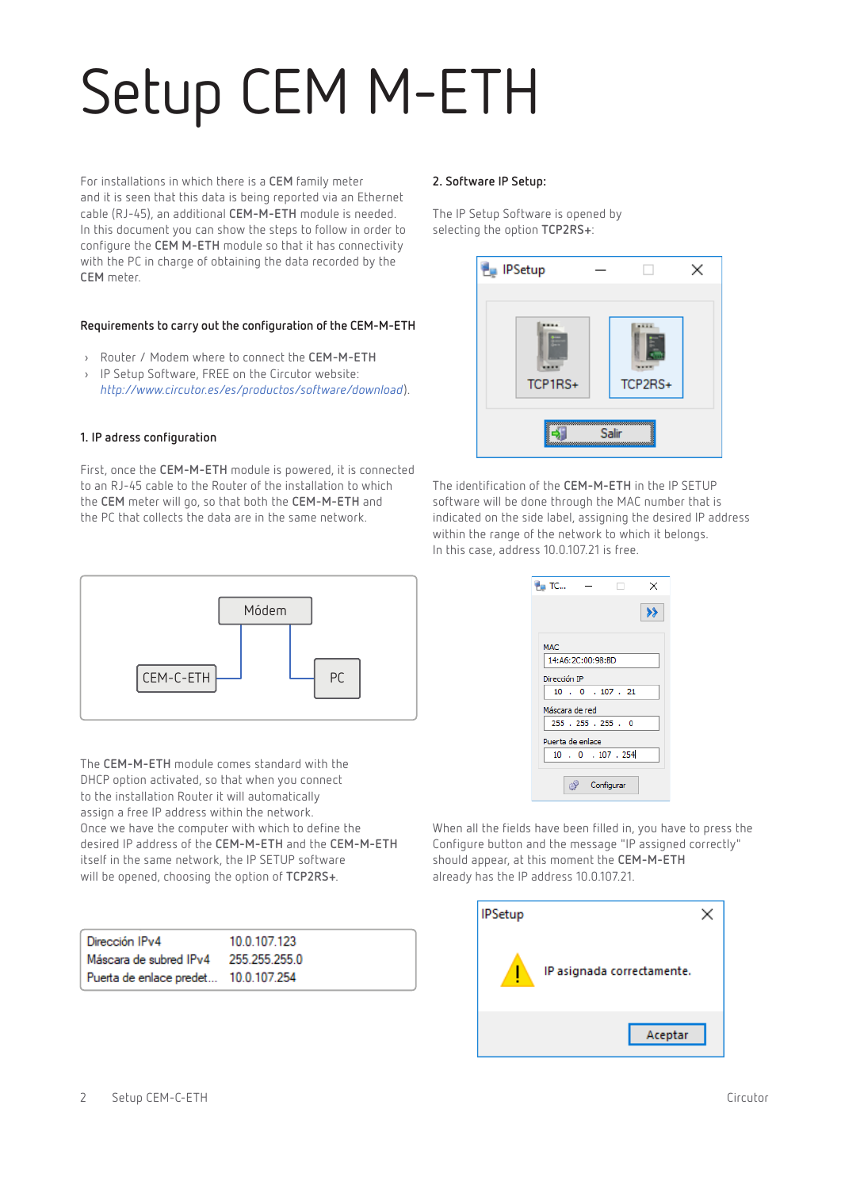# Setup CEM M-ETH

For installations in which there is a **CEM** family meter and it is seen that this data is being reported via an Ethernet cable (RJ-45), an additional **CEM-M-ETH** module is needed. In this document you can show the steps to follow in order to configure the **CEM M-ETH** module so that it has connectivity with the PC in charge of obtaining the data recorded by the **CEM** meter.

### Requirements to carry out the configuration of the CEM-M-ETH

- Router / Modem where to connect the **CEM-M-ETH**
- IP Setup Software, FREE on the Circutor website: *http://www.circutor.es/es/productos/software/download*).

### 1. IP adress configuration

First, once the **CEM-M-ETH** module is powered, it is connected to an RJ-45 cable to the Router of the installation to which the **CEM** meter will go, so that both the **CEM-M-ETH** and the PC that collects the data are in the same network.

Módem

CEM-C-ETH

PC

The **CEM-M-ETH** module comes standard with the DHCP option activated, so that when you connect to the installation Router it will automatically assign a free IP address within the network.
Once we have the computer with which to define the desired IP address of the **CEM-M-ETH** and the **CEM-M-ETH** itself in the same network, the IP SETUP software will be opened, choosing the option of **TCP2RS+**.

| | |
|---|---|
| Dirección IPv4 | 10.0.107.123 |
| Máscara de subred IPv4 | 255.255.255.0 |
| Puerta de enlace predet... | 10.0.107.254 |

### 2. Software IP Setup:

The IP Setup Software is opened by selecting the option **TCP2RS+**:

IPSetup

TCP1RS+ TCP2RS+

Salir

The identification of the **CEM-M-ETH** in the IP SETUP software will be done through the MAC number that is indicated on the side label, assigning the desired IP address within the range of the network to which it belongs.
In this case, address 10.0.107.21 is free.

TC...

MAC: 14:A6:2C:00:98:BD

Dirección IP: 10 . 0 . 107 . 21

Máscara de red: 255 . 255 . 255 . 0

Puerta de enlace: 10 . 0 . 107 . 254

Configurar

When all the fields have been filled in, you have to press the Configure button and the message "IP assigned correctly" should appear, at this moment the **CEM-M-ETH** already has the IP address 10.0.107.21.

IPSetup

IP asignada correctamente.

Aceptar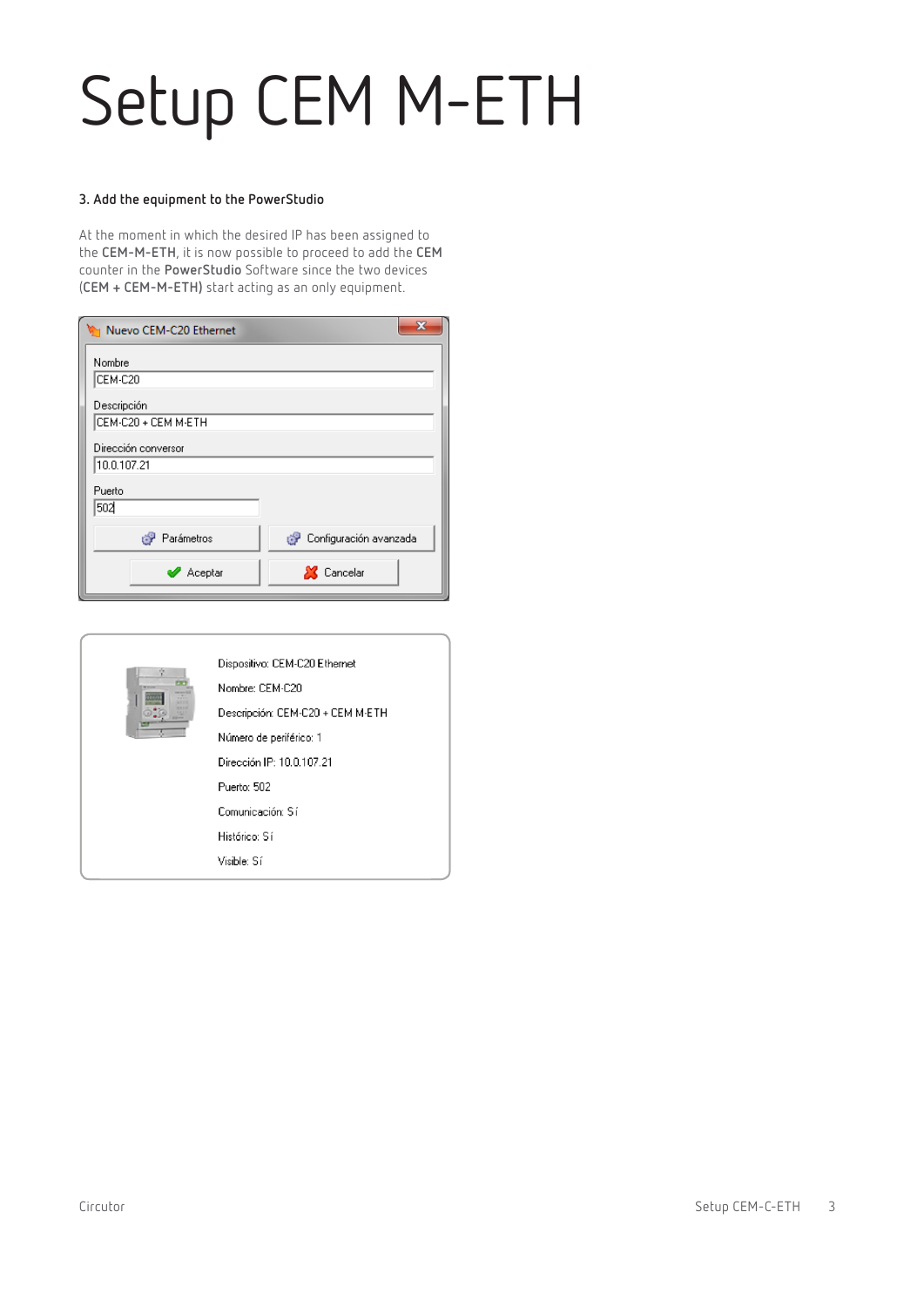# Setup CEM M-ETH

### 3. Add the equipment to the PowerStudio

At the moment in which the desired IP has been assigned to the **CEM-M-ETH**, it is now possible to proceed to add the **CEM** counter in the **PowerStudio** Software since the two devices (**CEM + CEM-M-ETH)** start acting as an only equipment.

Nuevo CEM-C20 Ethernet

Nombre
CEM-C20

Descripción
CEM-C20 + CEM M-ETH

Dirección conversor
10.0.107.21

Puerto
502

Parámetros | Configuración avanzada

Aceptar | Cancelar

Dispositivo: CEM-C20 Ethernet

Nombre: CEM-C20

Descripción: CEM-C20 + CEM M-ETH

Número de periférico: 1

Dirección IP: 10.0.107.21

Puerto: 502

Comunicación: Sí

Histórico: Sí

Visible: Sí